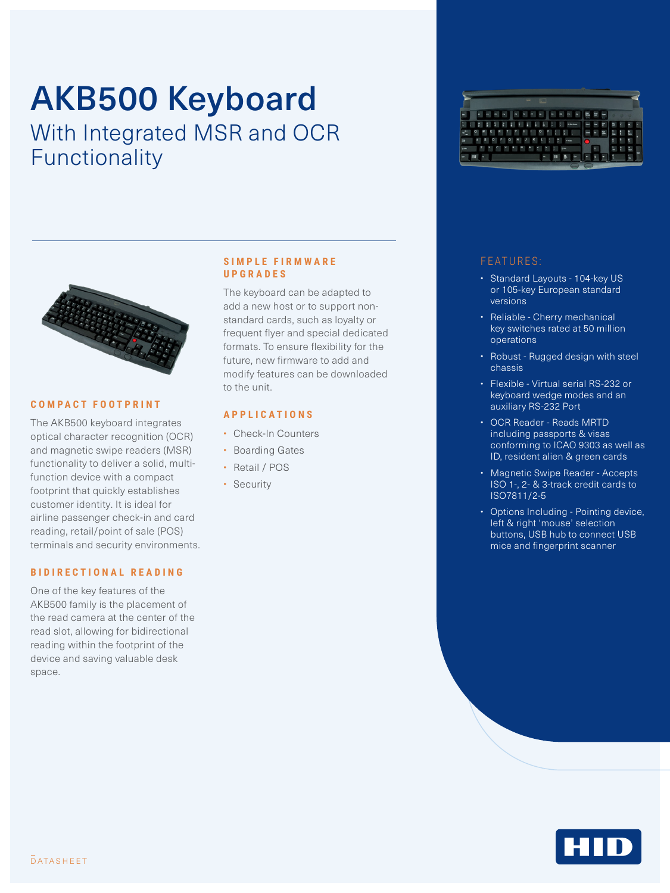# AKB500 Keyboard

## With Integrated MSR and OCR Functionality

### COMPACT FOOTPRINT

The AKB500 keyboard integrates optical character recognition (OCR) and magnetic swipe readers (MSR) functionality to deliver a solid, multi-function device with a compact footprint that quickly establishes customer identity. It is ideal for airline passenger check-in and card reading, retail/point of sale (POS) terminals and security environments.

### BIDIRECTIONAL READING

One of the key features of the AKB500 family is the placement of the read camera at the center of the read slot, allowing for bidirectional reading within the footprint of the device and saving valuable desk space.

### SIMPLE FIRMWARE UPGRADES

The keyboard can be adapted to add a new host or to support non-standard cards, such as loyalty or frequent flyer and special dedicated formats. To ensure flexibility for the future, new firmware to add and modify features can be downloaded to the unit.

### APPLICATIONS

- Check-In Counters
- Boarding Gates
- Retail / POS
- Security

### FEATURES:

- Standard Layouts - 104-key US or 105-key European standard versions
- Reliable - Cherry mechanical key switches rated at 50 million operations
- Robust - Rugged design with steel chassis
- Flexible - Virtual serial RS-232 or keyboard wedge modes and an auxiliary RS-232 Port
- OCR Reader - Reads MRTD including passports & visas conforming to ICAO 9303 as well as ID, resident alien & green cards
- Magnetic Swipe Reader - Accepts ISO 1-, 2- & 3-track credit cards to ISO7811/2-5
- Options Including - Pointing device, left & right 'mouse' selection buttons, USB hub to connect USB mice and fingerprint scanner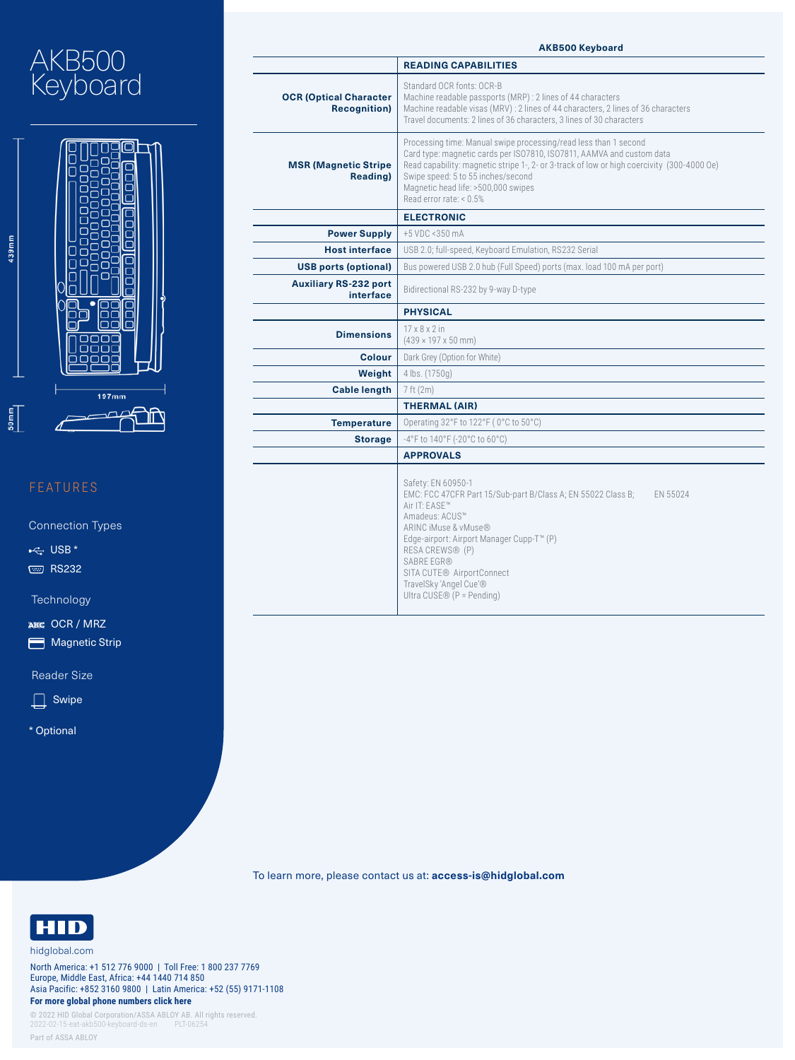# AKB500 Keyboard

439mm

197mm

50mm

## FEATURES

Connection Types

USB *

RS232

Technology

OCR / MRZ

Magnetic Strip

Reader Size

Swipe

* Optional

| | AKB500 Keyboard |
|---|---|
| | **READING CAPABILITIES** |
| **OCR (Optical Character Recognition)** | Standard OCR fonts: OCR-B<br>Machine readable passports (MRP) : 2 lines of 44 characters<br>Machine readable visas (MRV) : 2 lines of 44 characters, 2 lines of 36 characters<br>Travel documents: 2 lines of 36 characters, 3 lines of 30 characters |
| **MSR (Magnetic Stripe Reading)** | Processing time: Manual swipe processing/read less than 1 second<br>Card type: magnetic cards per ISO7810, ISO7811, AAMVA and custom data<br>Read capability: magnetic stripe 1-, 2- or 3-track of low or high coercivity (300-4000 Oe)<br>Swipe speed: 5 to 55 inches/second<br>Magnetic head life: >500,000 swipes<br>Read error rate: < 0.5% |
| | **ELECTRONIC** |
| **Power Supply** | +5 VDC <350 mA |
| **Host interface** | USB 2.0; full-speed, Keyboard Emulation, RS232 Serial |
| **USB ports (optional)** | Bus powered USB 2.0 hub (Full Speed) ports (max. load 100 mA per port) |
| **Auxiliary RS-232 port interface** | Bidirectional RS-232 by 9-way D-type |
| | **PHYSICAL** |
| **Dimensions** | 17 x 8 x 2 in<br>(439 × 197 x 50 mm) |
| **Colour** | Dark Grey (Option for White) |
| **Weight** | 4 lbs. (1750g) |
| **Cable length** | 7 ft (2m) |
| | **THERMAL (AIR)** |
| **Temperature** | Operating 32°F to 122°F ( 0°C to 50°C) |
| **Storage** | -4°F to 140°F (-20°C to 60°C) |
| | **APPROVALS** |
| | Safety: EN 60950-1<br>EMC: FCC 47CFR Part 15/Sub-part B/Class A; EN 55022 Class B; EN 55024<br>Air IT: EASE™<br>Amadeus: ACUS™<br>ARINC iMuse & vMuse®<br>Edge-airport: Airport Manager Cupp-T™ (P)<br>RESA CREWS® (P)<br>SABRE EGR®<br>SITA CUTE® AirportConnect<br>TravelSky 'Angel Cue'®<br>Ultra CUSE® (P = Pending) |

To learn more, please contact us at: **access-is@hidglobal.com**

hidglobal.com

North America: +1 512 776 9000 | Toll Free: 1 800 237 7769
Europe, Middle East, Africa: +44 1440 714 850
Asia Pacific: +852 3160 9800 | Latin America: +52 (55) 9171-1108
**For more global phone numbers click here**

© 2022 HID Global Corporation/ASSA ABLOY AB. All rights reserved.
2022-02-15-eat-akb500-keyboard-ds-en PLT-06254

Part of ASSA ABLOY